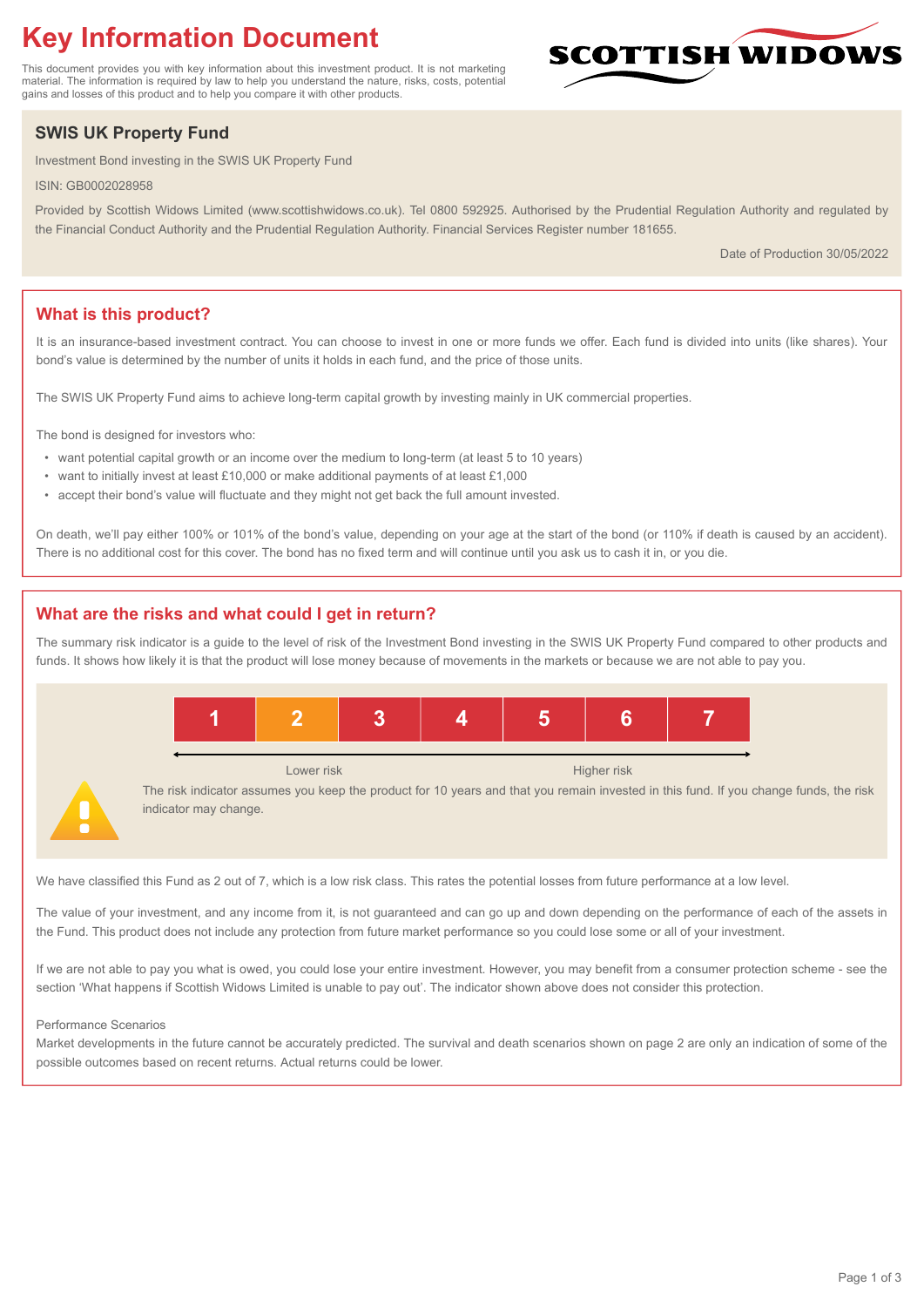# Key Information Document

This document provides you with key information about this investment product. It is not marketing material. The information is required by law to help you understand the nature, risks, costs, potential gains and losses of this product and to help you compare it with other products.

SCOTTISH WIDOWS

## SWIS UK Property Fund

Investment Bond investing in the SWIS UK Property Fund

ISIN: GB0002028958

Provided by Scottish Widows Limited (www.scottishwidows.co.uk). Tel 0800 592925. Authorised by the Prudential Regulation Authority and regulated by the Financial Conduct Authority and the Prudential Regulation Authority. Financial Services Register number 181655.

Date of Production 30/05/2022

## What is this product?

It is an insurance-based investment contract. You can choose to invest in one or more funds we offer. Each fund is divided into units (like shares). Your bond's value is determined by the number of units it holds in each fund, and the price of those units.

The SWIS UK Property Fund aims to achieve long-term capital growth by investing mainly in UK commercial properties.

The bond is designed for investors who:

- want potential capital growth or an income over the medium to long-term (at least 5 to 10 years)
- want to initially invest at least £10,000 or make additional payments of at least £1,000
- accept their bond's value will fluctuate and they might not get back the full amount invested.

On death, we'll pay either 100% or 101% of the bond's value, depending on your age at the start of the bond (or 110% if death is caused by an accident). There is no additional cost for this cover. The bond has no fixed term and will continue until you ask us to cash it in, or you die.

## What are the risks and what could I get in return?

The summary risk indicator is a guide to the level of risk of the Investment Bond investing in the SWIS UK Property Fund compared to other products and funds. It shows how likely it is that the product will lose money because of movements in the markets or because we are not able to pay you.

| 1 | **2** | 3 | 4 | 5 | 6 | 7 |
|---|---|---|---|---|---|---|

Lower risk — Higher risk

The risk indicator assumes you keep the product for 10 years and that you remain invested in this fund. If you change funds, the risk indicator may change.

We have classified this Fund as 2 out of 7, which is a low risk class. This rates the potential losses from future performance at a low level.

The value of your investment, and any income from it, is not guaranteed and can go up and down depending on the performance of each of the assets in the Fund. This product does not include any protection from future market performance so you could lose some or all of your investment.

If we are not able to pay you what is owed, you could lose your entire investment. However, you may benefit from a consumer protection scheme - see the section 'What happens if Scottish Widows Limited is unable to pay out'. The indicator shown above does not consider this protection.

Performance Scenarios

Market developments in the future cannot be accurately predicted. The survival and death scenarios shown on page 2 are only an indication of some of the possible outcomes based on recent returns. Actual returns could be lower.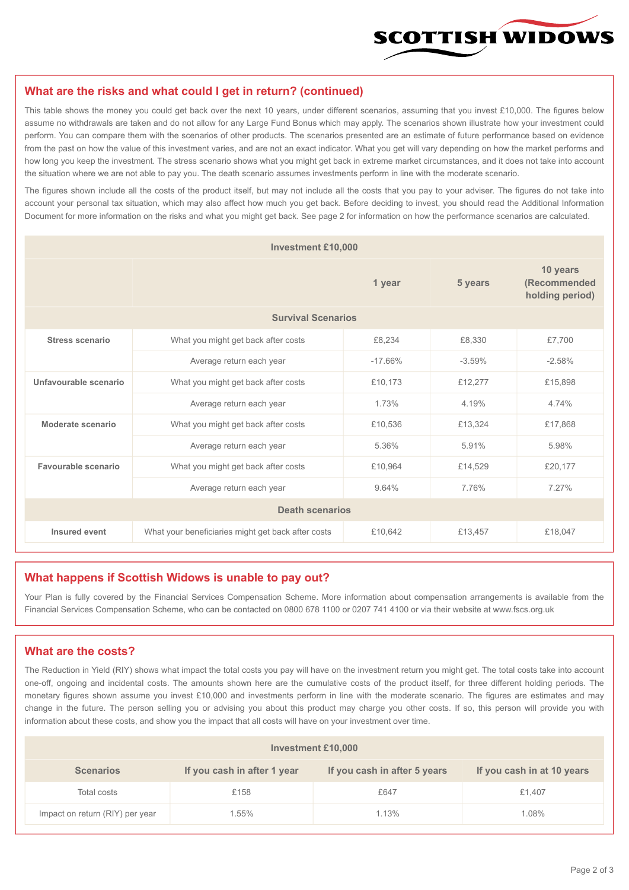## What are the risks and what could I get in return? (continued)

This table shows the money you could get back over the next 10 years, under different scenarios, assuming that you invest £10,000. The figures below assume no withdrawals are taken and do not allow for any Large Fund Bonus which may apply. The scenarios shown illustrate how your investment could perform. You can compare them with the scenarios of other products. The scenarios presented are an estimate of future performance based on evidence from the past on how the value of this investment varies, and are not an exact indicator. What you get will vary depending on how the market performs and how long you keep the investment. The stress scenario shows what you might get back in extreme market circumstances, and it does not take into account the situation where we are not able to pay you. The death scenario assumes investments perform in line with the moderate scenario.

The figures shown include all the costs of the product itself, but may not include all the costs that you pay to your adviser. The figures do not take into account your personal tax situation, which may also affect how much you get back. Before deciding to invest, you should read the Additional Information Document for more information on the risks and what you might get back. See page 2 for information on how the performance scenarios are calculated.

| Investment £10,000 | | | | |
|---|---|---|---|---|
| | | 1 year | 5 years | 10 years (Recommended holding period) |
| **Survival Scenarios** | | | | |
| **Stress scenario** | What you might get back after costs | £8,234 | £8,330 | £7,700 |
| | Average return each year | -17.66% | -3.59% | -2.58% |
| **Unfavourable scenario** | What you might get back after costs | £10,173 | £12,277 | £15,898 |
| | Average return each year | 1.73% | 4.19% | 4.74% |
| **Moderate scenario** | What you might get back after costs | £10,536 | £13,324 | £17,868 |
| | Average return each year | 5.36% | 5.91% | 5.98% |
| **Favourable scenario** | What you might get back after costs | £10,964 | £14,529 | £20,177 |
| | Average return each year | 9.64% | 7.76% | 7.27% |
| **Death scenarios** | | | | |
| **Insured event** | What your beneficiaries might get back after costs | £10,642 | £13,457 | £18,047 |

## What happens if Scottish Widows is unable to pay out?

Your Plan is fully covered by the Financial Services Compensation Scheme. More information about compensation arrangements is available from the Financial Services Compensation Scheme, who can be contacted on 0800 678 1100 or 0207 741 4100 or via their website at www.fscs.org.uk

## What are the costs?

The Reduction in Yield (RIY) shows what impact the total costs you pay will have on the investment return you might get. The total costs take into account one-off, ongoing and incidental costs. The amounts shown here are the cumulative costs of the product itself, for three different holding periods. The monetary figures shown assume you invest £10,000 and investments perform in line with the moderate scenario. The figures are estimates and may change in the future. The person selling you or advising you about this product may charge you other costs. If so, this person will provide you with information about these costs, and show you the impact that all costs will have on your investment over time.

| Investment £10,000 | | | |
|---|---|---|---|
| **Scenarios** | **If you cash in after 1 year** | **If you cash in after 5 years** | **If you cash in at 10 years** |
| Total costs | £158 | £647 | £1,407 |
| Impact on return (RIY) per year | 1.55% | 1.13% | 1.08% |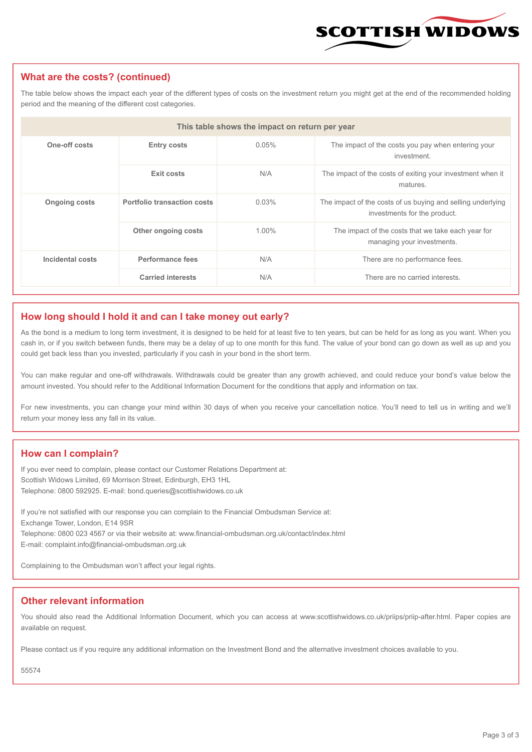## What are the costs? (continued)

The table below shows the impact each year of the different types of costs on the investment return you might get at the end of the recommended holding period and the meaning of the different cost categories.

| This table shows the impact on return per year | | | |
|---|---|---|---|
| **One-off costs** | **Entry costs** | 0.05% | The impact of the costs you pay when entering your investment. |
| | **Exit costs** | N/A | The impact of the costs of exiting your investment when it matures. |
| **Ongoing costs** | **Portfolio transaction costs** | 0.03% | The impact of the costs of us buying and selling underlying investments for the product. |
| | **Other ongoing costs** | 1.00% | The impact of the costs that we take each year for managing your investments. |
| **Incidental costs** | **Performance fees** | N/A | There are no performance fees. |
| | **Carried interests** | N/A | There are no carried interests. |

## How long should I hold it and can I take money out early?

As the bond is a medium to long term investment, it is designed to be held for at least five to ten years, but can be held for as long as you want. When you cash in, or if you switch between funds, there may be a delay of up to one month for this fund. The value of your bond can go down as well as up and you could get back less than you invested, particularly if you cash in your bond in the short term.

You can make regular and one-off withdrawals. Withdrawals could be greater than any growth achieved, and could reduce your bond's value below the amount invested. You should refer to the Additional Information Document for the conditions that apply and information on tax.

For new investments, you can change your mind within 30 days of when you receive your cancellation notice. You'll need to tell us in writing and we'll return your money less any fall in its value.

## How can I complain?

If you ever need to complain, please contact our Customer Relations Department at:
Scottish Widows Limited, 69 Morrison Street, Edinburgh, EH3 1HL
Telephone: 0800 592925. E-mail: bond.queries@scottishwidows.co.uk

If you're not satisfied with our response you can complain to the Financial Ombudsman Service at:
Exchange Tower, London, E14 9SR
Telephone: 0800 023 4567 or via their website at: www.financial-ombudsman.org.uk/contact/index.html
E-mail: complaint.info@financial-ombudsman.org.uk

Complaining to the Ombudsman won't affect your legal rights.

## Other relevant information

You should also read the Additional Information Document, which you can access at www.scottishwidows.co.uk/priips/priip-after.html. Paper copies are available on request.

Please contact us if you require any additional information on the Investment Bond and the alternative investment choices available to you.

55574